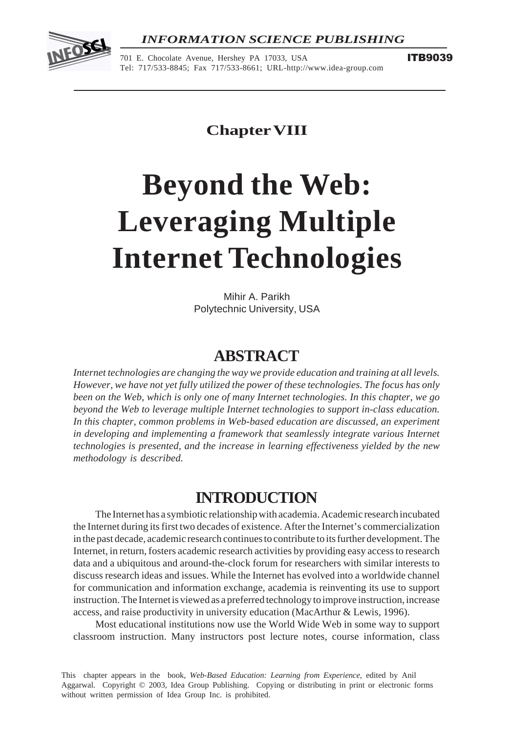*INFORMATION SCIENCE PUBLISHING*

701 E. Chocolate Avenue, Hershey PA 17033, USA
Tel: 717/533-8845; Fax 717/533-8661; URL-http://www.idea-group.com

**ITB9039**

**Chapter VIII**

# Beyond the Web: Leveraging Multiple Internet Technologies

Mihir A. Parikh
Polytechnic University, USA

## ABSTRACT

*Internet technologies are changing the way we provide education and training at all levels. However, we have not yet fully utilized the power of these technologies. The focus has only been on the Web, which is only one of many Internet technologies. In this chapter, we go beyond the Web to leverage multiple Internet technologies to support in-class education. In this chapter, common problems in Web-based education are discussed, an experiment in developing and implementing a framework that seamlessly integrate various Internet technologies is presented, and the increase in learning effectiveness yielded by the new methodology is described.*

## INTRODUCTION

The Internet has a symbiotic relationship with academia. Academic research incubated the Internet during its first two decades of existence. After the Internet's commercialization in the past decade, academic research continues to contribute to its further development. The Internet, in return, fosters academic research activities by providing easy access to research data and a ubiquitous and around-the-clock forum for researchers with similar interests to discuss research ideas and issues. While the Internet has evolved into a worldwide channel for communication and information exchange, academia is reinventing its use to support instruction. The Internet is viewed as a preferred technology to improve instruction, increase access, and raise productivity in university education (MacArthur & Lewis, 1996).

Most educational institutions now use the World Wide Web in some way to support classroom instruction. Many instructors post lecture notes, course information, class

This chapter appears in the book, *Web-Based Education: Learning from Experience,* edited by Anil Aggarwal. Copyright © 2003, Idea Group Publishing. Copying or distributing in print or electronic forms without written permission of Idea Group Inc. is prohibited.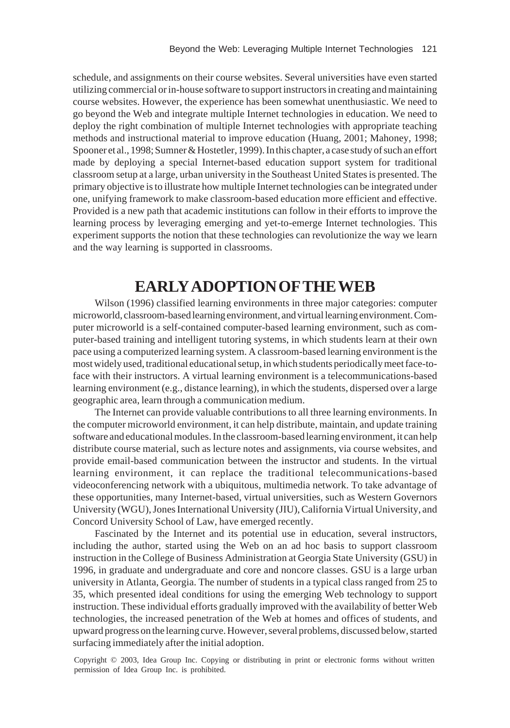schedule, and assignments on their course websites. Several universities have even started utilizing commercial or in-house software to support instructors in creating and maintaining course websites. However, the experience has been somewhat unenthusiastic. We need to go beyond the Web and integrate multiple Internet technologies in education. We need to deploy the right combination of multiple Internet technologies with appropriate teaching methods and instructional material to improve education (Huang, 2001; Mahoney, 1998; Spooner et al., 1998; Sumner & Hostetler, 1999). In this chapter, a case study of such an effort made by deploying a special Internet-based education support system for traditional classroom setup at a large, urban university in the Southeast United States is presented. The primary objective is to illustrate how multiple Internet technologies can be integrated under one, unifying framework to make classroom-based education more efficient and effective. Provided is a new path that academic institutions can follow in their efforts to improve the learning process by leveraging emerging and yet-to-emerge Internet technologies. This experiment supports the notion that these technologies can revolutionize the way we learn and the way learning is supported in classrooms.

## EARLY ADOPTION OF THE WEB

Wilson (1996) classified learning environments in three major categories: computer microworld, classroom-based learning environment, and virtual learning environment. Computer microworld is a self-contained computer-based learning environment, such as computer-based training and intelligent tutoring systems, in which students learn at their own pace using a computerized learning system. A classroom-based learning environment is the most widely used, traditional educational setup, in which students periodically meet face-to-face with their instructors. A virtual learning environment is a telecommunications-based learning environment (e.g., distance learning), in which the students, dispersed over a large geographic area, learn through a communication medium.

The Internet can provide valuable contributions to all three learning environments. In the computer microworld environment, it can help distribute, maintain, and update training software and educational modules. In the classroom-based learning environment, it can help distribute course material, such as lecture notes and assignments, via course websites, and provide email-based communication between the instructor and students. In the virtual learning environment, it can replace the traditional telecommunications-based videoconferencing network with a ubiquitous, multimedia network. To take advantage of these opportunities, many Internet-based, virtual universities, such as Western Governors University (WGU), Jones International University (JIU), California Virtual University, and Concord University School of Law, have emerged recently.

Fascinated by the Internet and its potential use in education, several instructors, including the author, started using the Web on an ad hoc basis to support classroom instruction in the College of Business Administration at Georgia State University (GSU) in 1996, in graduate and undergraduate and core and noncore classes. GSU is a large urban university in Atlanta, Georgia. The number of students in a typical class ranged from 25 to 35, which presented ideal conditions for using the emerging Web technology to support instruction. These individual efforts gradually improved with the availability of better Web technologies, the increased penetration of the Web at homes and offices of students, and upward progress on the learning curve. However, several problems, discussed below, started surfacing immediately after the initial adoption.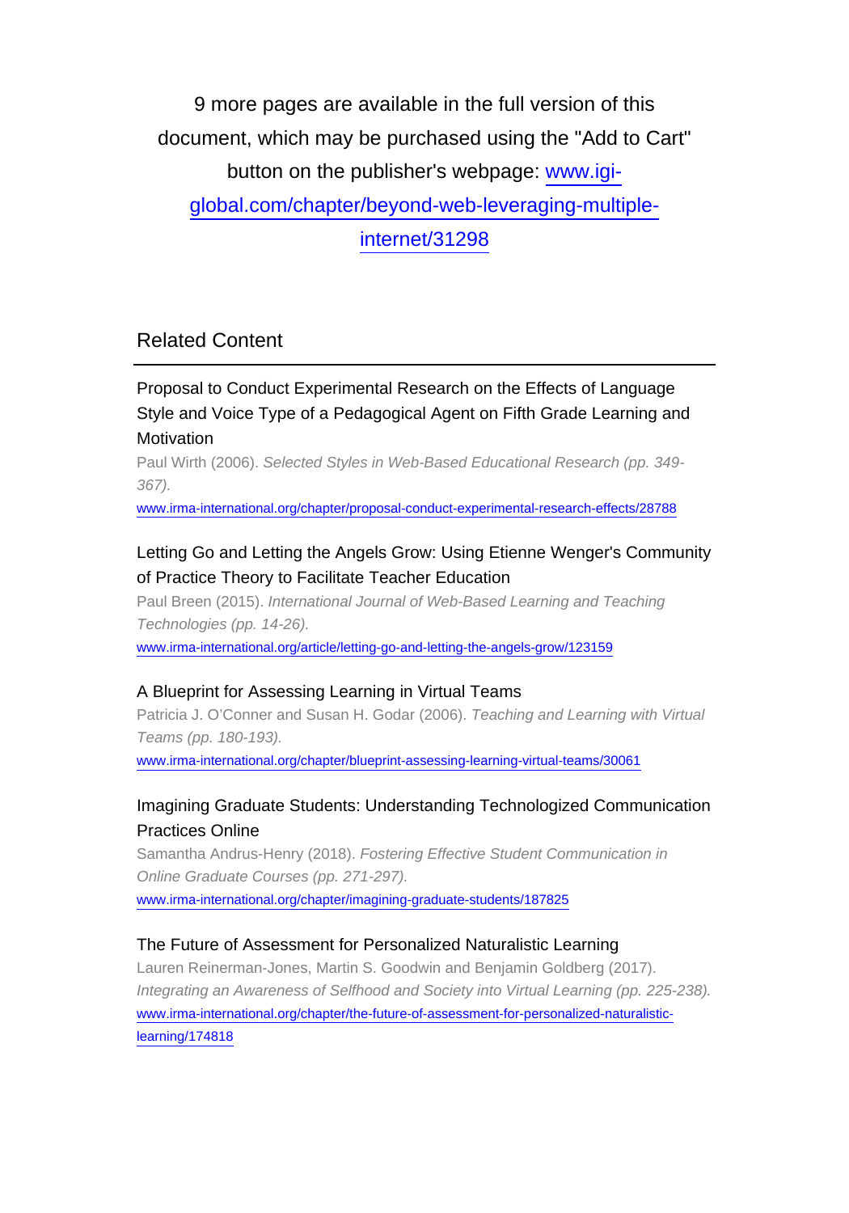9 more pages are available in the full version of this document, which may be purchased using the "Add to Cart" button on the publisher's webpage: www.igi-global.com/chapter/beyond-web-leveraging-multiple-internet/31298

## Related Content

Proposal to Conduct Experimental Research on the Effects of Language Style and Voice Type of a Pedagogical Agent on Fifth Grade Learning and Motivation

Paul Wirth (2006). *Selected Styles in Web-Based Educational Research (pp. 349-367).*

www.irma-international.org/chapter/proposal-conduct-experimental-research-effects/28788

Letting Go and Letting the Angels Grow: Using Etienne Wenger's Community of Practice Theory to Facilitate Teacher Education

Paul Breen (2015). *International Journal of Web-Based Learning and Teaching Technologies (pp. 14-26).*

www.irma-international.org/article/letting-go-and-letting-the-angels-grow/123159

A Blueprint for Assessing Learning in Virtual Teams

Patricia J. O'Conner and Susan H. Godar (2006). *Teaching and Learning with Virtual Teams (pp. 180-193).*

www.irma-international.org/chapter/blueprint-assessing-learning-virtual-teams/30061

Imagining Graduate Students: Understanding Technologized Communication Practices Online

Samantha Andrus-Henry (2018). *Fostering Effective Student Communication in Online Graduate Courses (pp. 271-297).*

www.irma-international.org/chapter/imagining-graduate-students/187825

The Future of Assessment for Personalized Naturalistic Learning

Lauren Reinerman-Jones, Martin S. Goodwin and Benjamin Goldberg (2017). *Integrating an Awareness of Selfhood and Society into Virtual Learning (pp. 225-238).*

www.irma-international.org/chapter/the-future-of-assessment-for-personalized-naturalistic-learning/174818